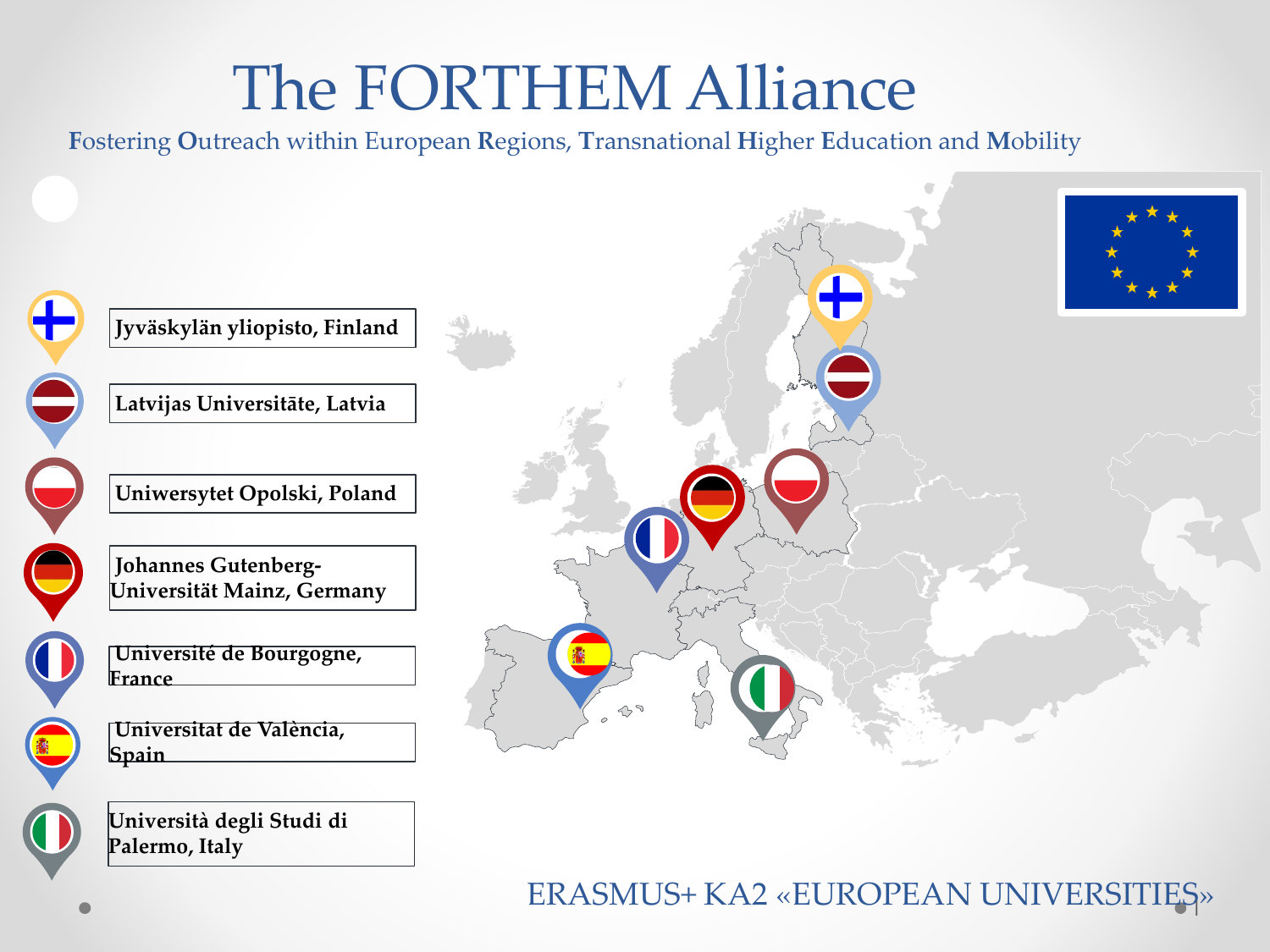# The FORTHEM Alliance

**F**ostering **O**utreach within European **R**egions, **T**ransnational **H**igher **E**ducation and **M**obility

- **Jyväskylän yliopisto, Finland**
- **Latvijas Universitāte, Latvia**
- **Uniwersytet Opolski, Poland**
- **Johannes Gutenberg-Universität Mainz, Germany**
- **Université de Bourgogne, France**
- **Universitat de València, Spain**
- **Università degli Studi di Palermo, Italy**

ERASMUS+ KA2 «EUROPEAN UNIVERSITIES»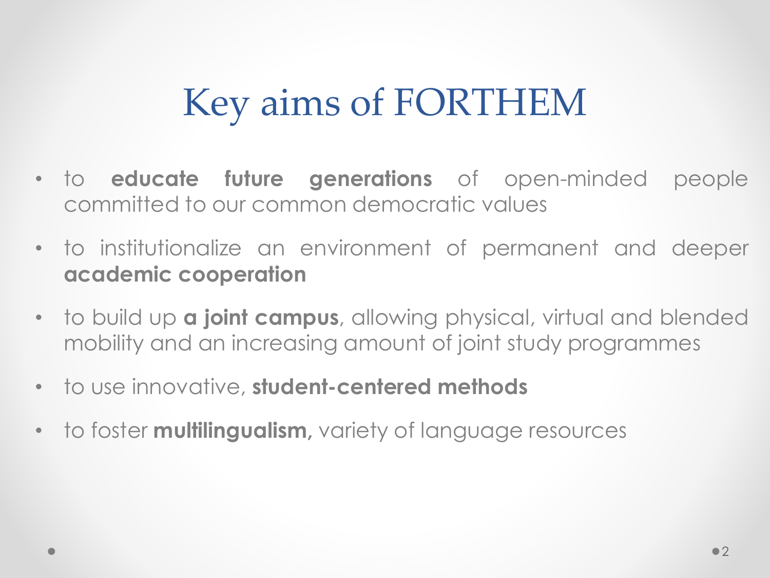# Key aims of FORTHEM

- to **educate future generations** of open-minded people committed to our common democratic values
- to institutionalize an environment of permanent and deeper **academic cooperation**
- to build up **a joint campus**, allowing physical, virtual and blended mobility and an increasing amount of joint study programmes
- to use innovative, **student-centered methods**
- to foster **multilingualism,** variety of language resources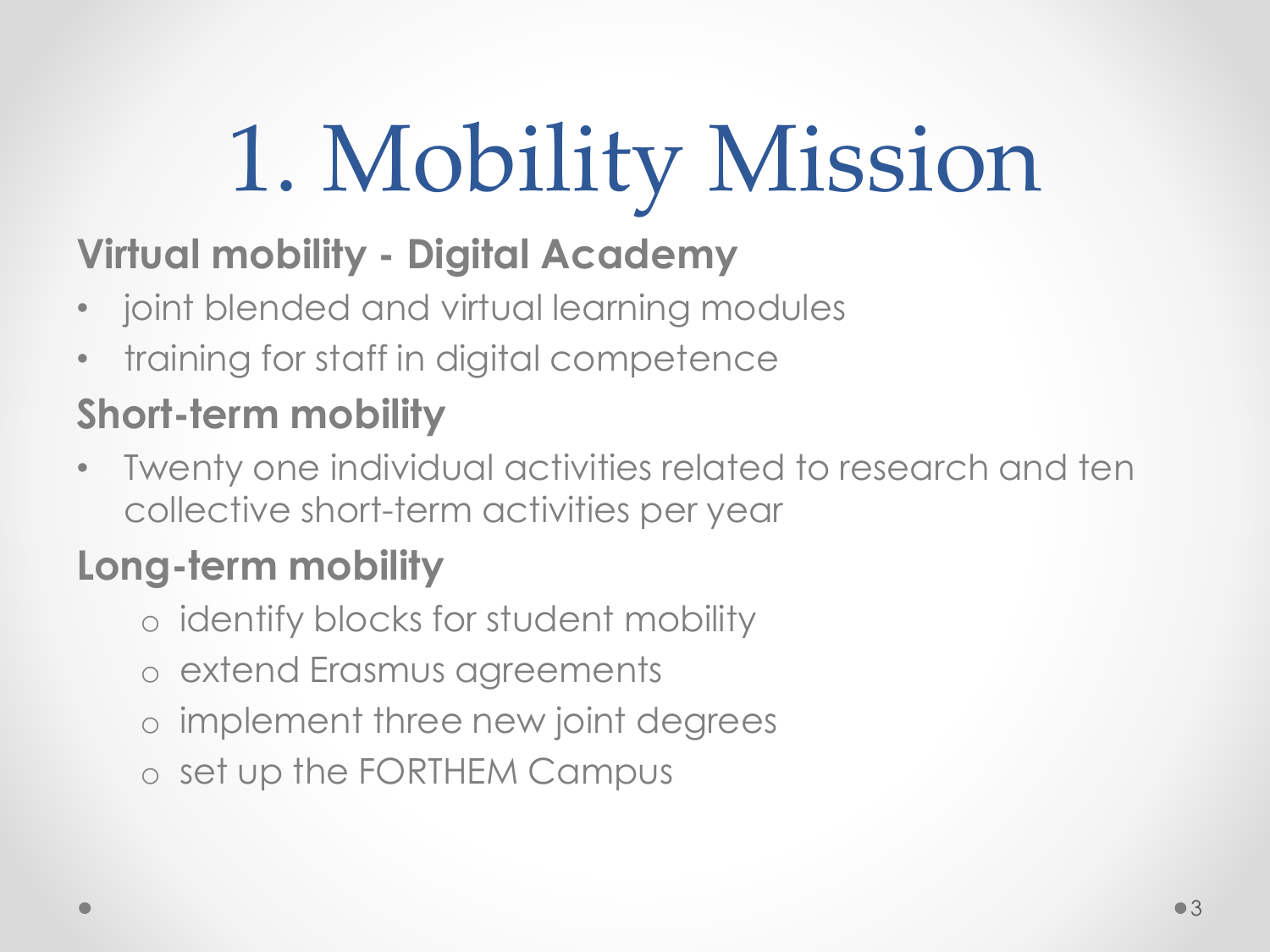# 1. Mobility Mission

**Virtual mobility - Digital Academy**

- joint blended and virtual learning modules
- training for staff in digital competence

**Short-term mobility**

- Twenty one individual activities related to research and ten collective short-term activities per year

**Long-term mobility**

- identify blocks for student mobility
- extend Erasmus agreements
- implement three new joint degrees
- set up the FORTHEM Campus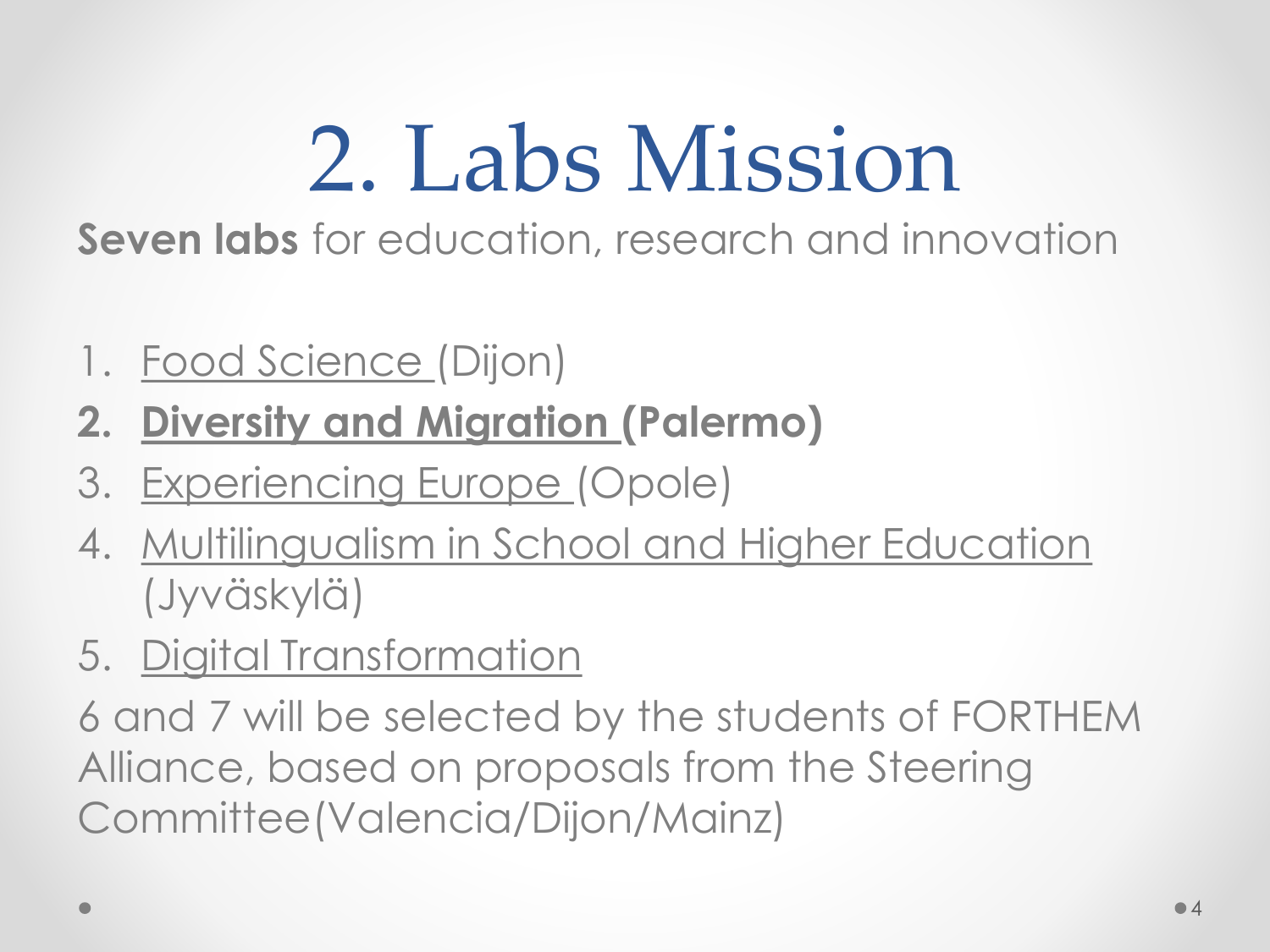# 2. Labs Mission

**Seven labs** for education, research and innovation

1. Food Science (Dijon)
2. **Diversity and Migration (Palermo)**
3. Experiencing Europe (Opole)
4. Multilingualism in School and Higher Education (Jyväskylä)
5. Digital Transformation

6 and 7 will be selected by the students of FORTHEM Alliance, based on proposals from the Steering Committee(Valencia/Dijon/Mainz)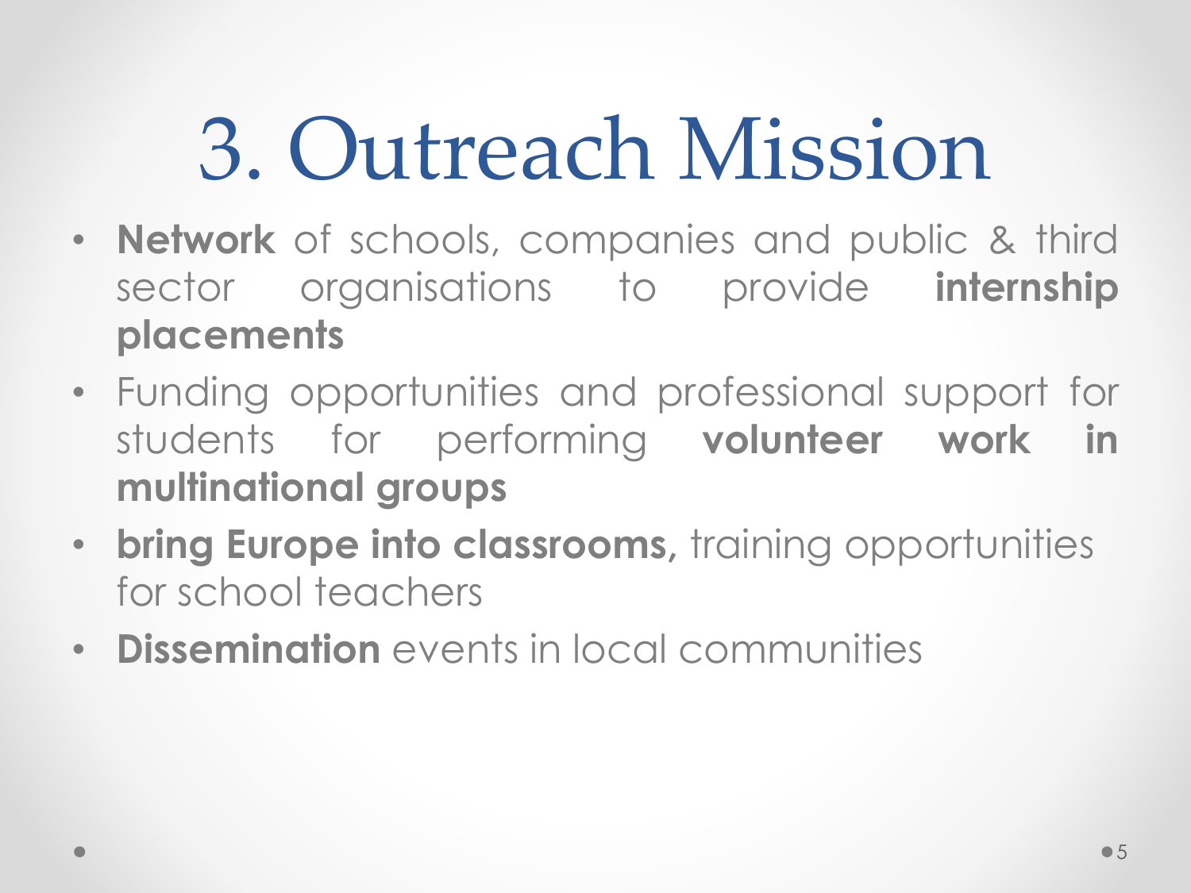# 3. Outreach Mission

- **Network** of schools, companies and public & third sector organisations to provide **internship placements**
- Funding opportunities and professional support for students for performing **volunteer work in multinational groups**
- **bring Europe into classrooms,** training opportunities for school teachers
- **Dissemination** events in local communities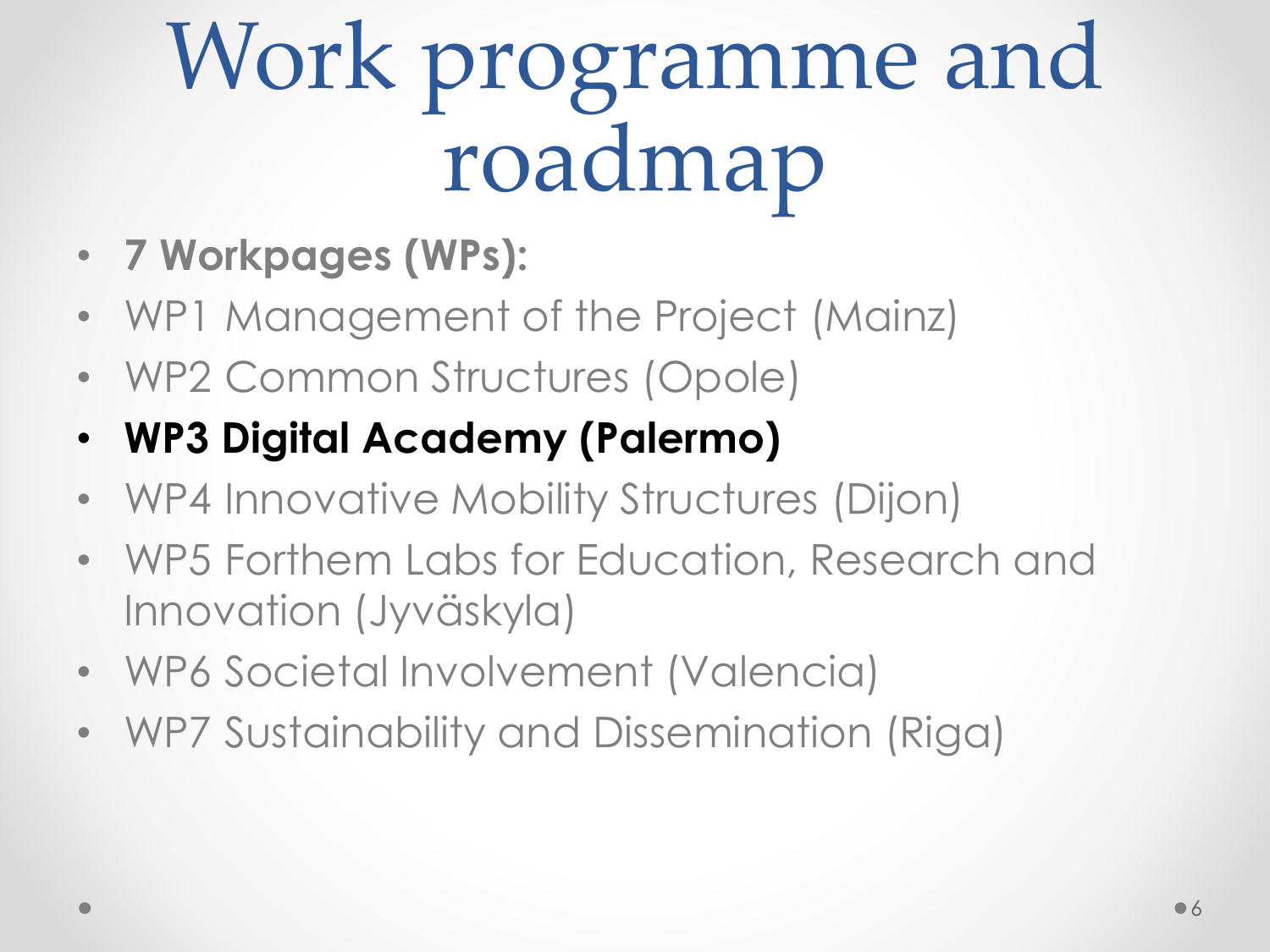# Work programme and roadmap

- **7 Workpages (WPs):**
- WP1 Management of the Project (Mainz)
- WP2 Common Structures (Opole)
- **WP3 Digital Academy (Palermo)**
- WP4 Innovative Mobility Structures (Dijon)
- WP5 Forthem Labs for Education, Research and Innovation (Jyväskyla)
- WP6 Societal Involvement (Valencia)
- WP7 Sustainability and Dissemination (Riga)